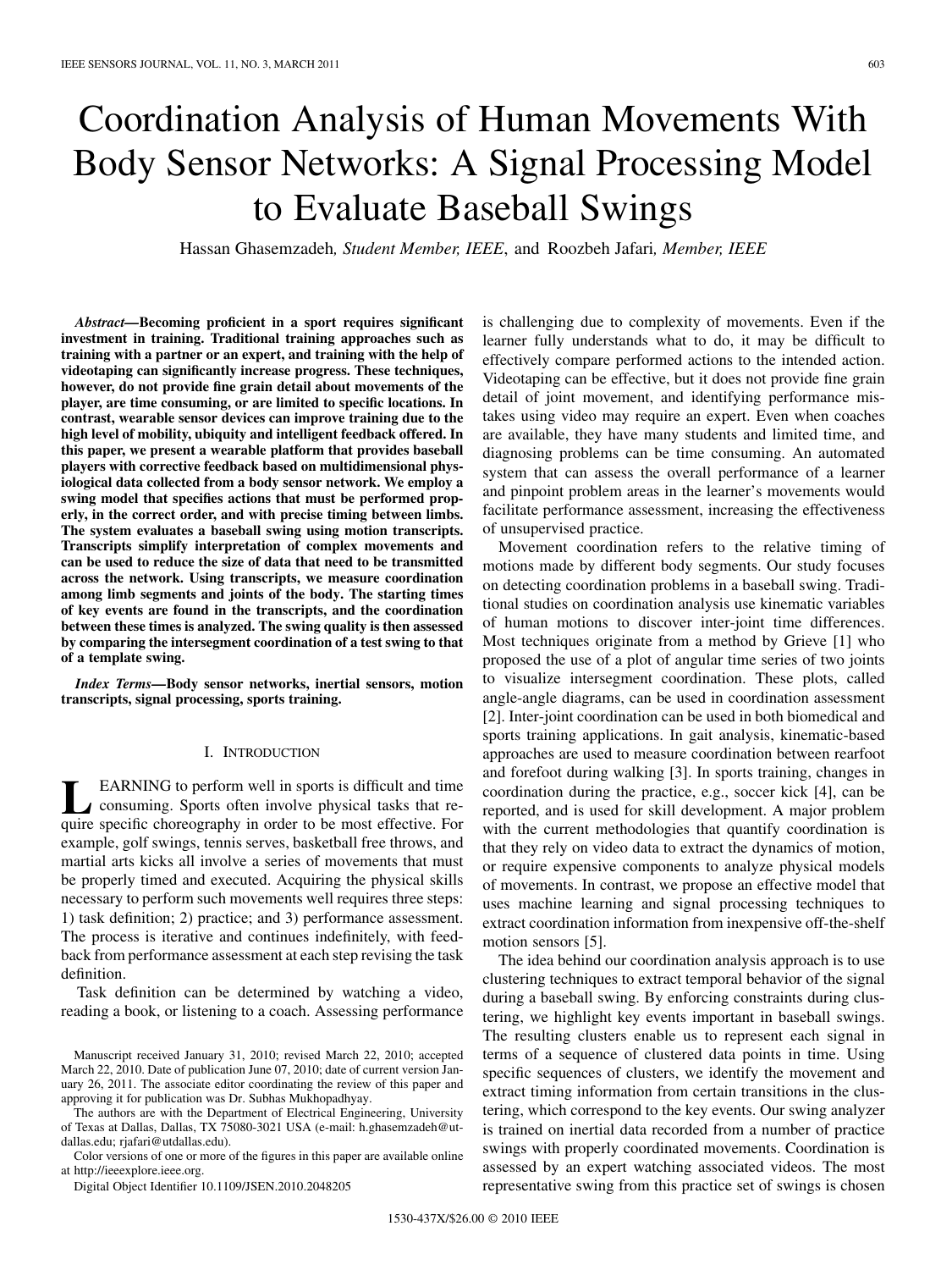# Coordination Analysis of Human Movements With Body Sensor Networks: A Signal Processing Model to Evaluate Baseball Swings

Hassan Ghasemzadeh, *Student Member, IEEE*, and Roozbeh Jafari, *Member, IEEE*

***Abstract*—Becoming proficient in a sport requires significant investment in training. Traditional training approaches such as training with a partner or an expert, and training with the help of videotaping can significantly increase progress. These techniques, however, do not provide fine grain detail about movements of the player, are time consuming, or are limited to specific locations. In contrast, wearable sensor devices can improve training due to the high level of mobility, ubiquity and intelligent feedback offered. In this paper, we present a wearable platform that provides baseball players with corrective feedback based on multidimensional physiological data collected from a body sensor network. We employ a swing model that specifies actions that must be performed properly, in the correct order, and with precise timing between limbs. The system evaluates a baseball swing using motion transcripts. Transcripts simplify interpretation of complex movements and can be used to reduce the size of data that need to be transmitted across the network. Using transcripts, we measure coordination among limb segments and joints of the body. The starting times of key events are found in the transcripts, and the coordination between these times is analyzed. The swing quality is then assessed by comparing the intersegment coordination of a test swing to that of a template swing.**

***Index Terms*—Body sensor networks, inertial sensors, motion transcripts, signal processing, sports training.**

## I. Introduction

Learning to perform well in sports is difficult and time consuming. Sports often involve physical tasks that require specific choreography in order to be most effective. For example, golf swings, tennis serves, basketball free throws, and martial arts kicks all involve a series of movements that must be properly timed and executed. Acquiring the physical skills necessary to perform such movements well requires three steps: 1) task definition; 2) practice; and 3) performance assessment. The process is iterative and continues indefinitely, with feedback from performance assessment at each step revising the task definition.

Task definition can be determined by watching a video, reading a book, or listening to a coach. Assessing performance is challenging due to complexity of movements. Even if the learner fully understands what to do, it may be difficult to effectively compare performed actions to the intended action. Videotaping can be effective, but it does not provide fine grain detail of joint movement, and identifying performance mistakes using video may require an expert. Even when coaches are available, they have many students and limited time, and diagnosing problems can be time consuming. An automated system that can assess the overall performance of a learner and pinpoint problem areas in the learner's movements would facilitate performance assessment, increasing the effectiveness of unsupervised practice.

Movement coordination refers to the relative timing of motions made by different body segments. Our study focuses on detecting coordination problems in a baseball swing. Traditional studies on coordination analysis use kinematic variables of human motions to discover inter-joint time differences. Most techniques originate from a method by Grieve [1] who proposed the use of a plot of angular time series of two joints to visualize intersegment coordination. These plots, called angle-angle diagrams, can be used in coordination assessment [2]. Inter-joint coordination can be used in both biomedical and sports training applications. In gait analysis, kinematic-based approaches are used to measure coordination between rearfoot and forefoot during walking [3]. In sports training, changes in coordination during the practice, e.g., soccer kick [4], can be reported, and is used for skill development. A major problem with the current methodologies that quantify coordination is that they rely on video data to extract the dynamics of motion, or require expensive components to analyze physical models of movements. In contrast, we propose an effective model that uses machine learning and signal processing techniques to extract coordination information from inexpensive off-the-shelf motion sensors [5].

The idea behind our coordination analysis approach is to use clustering techniques to extract temporal behavior of the signal during a baseball swing. By enforcing constraints during clustering, we highlight key events important in baseball swings. The resulting clusters enable us to represent each signal in terms of a sequence of clustered data points in time. Using specific sequences of clusters, we identify the movement and extract timing information from certain transitions in the clustering, which correspond to the key events. Our swing analyzer is trained on inertial data recorded from a number of practice swings with properly coordinated movements. Coordination is assessed by an expert watching associated videos. The most representative swing from this practice set of swings is chosen

Manuscript received January 31, 2010; revised March 22, 2010; accepted March 22, 2010. Date of publication June 07, 2010; date of current version January 26, 2011. The associate editor coordinating the review of this paper and approving it for publication was Dr. Subhas Mukhopadhyay.

The authors are with the Department of Electrical Engineering, University of Texas at Dallas, Dallas, TX 75080-3021 USA (e-mail: h.ghasemzadeh@utdallas.edu; rjafari@utdallas.edu).

Color versions of one or more of the figures in this paper are available online at http://ieeexplore.ieee.org.

Digital Object Identifier 10.1109/JSEN.2010.2048205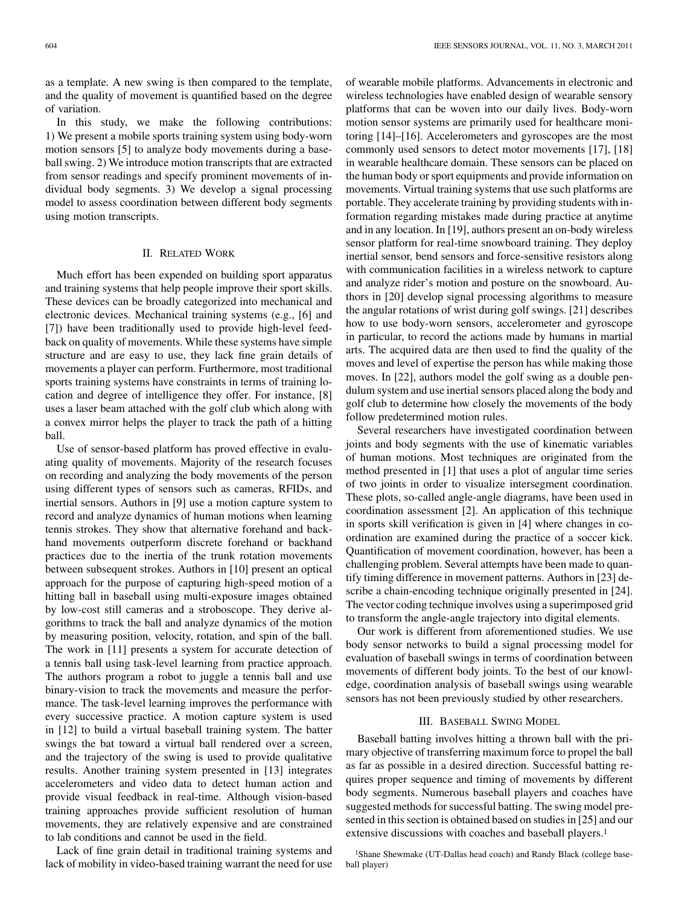as a template. A new swing is then compared to the template, and the quality of movement is quantified based on the degree of variation.

In this study, we make the following contributions: 1) We present a mobile sports training system using body-worn motion sensors [5] to analyze body movements during a baseball swing. 2) We introduce motion transcripts that are extracted from sensor readings and specify prominent movements of individual body segments. 3) We develop a signal processing model to assess coordination between different body segments using motion transcripts.

## II. Related Work

Much effort has been expended on building sport apparatus and training systems that help people improve their sport skills. These devices can be broadly categorized into mechanical and electronic devices. Mechanical training systems (e.g., [6] and [7]) have been traditionally used to provide high-level feedback on quality of movements. While these systems have simple structure and are easy to use, they lack fine grain details of movements a player can perform. Furthermore, most traditional sports training systems have constraints in terms of training location and degree of intelligence they offer. For instance, [8] uses a laser beam attached with the golf club which along with a convex mirror helps the player to track the path of a hitting ball.

Use of sensor-based platform has proved effective in evaluating quality of movements. Majority of the research focuses on recording and analyzing the body movements of the person using different types of sensors such as cameras, RFIDs, and inertial sensors. Authors in [9] use a motion capture system to record and analyze dynamics of human motions when learning tennis strokes. They show that alternative forehand and backhand movements outperform discrete forehand or backhand practices due to the inertia of the trunk rotation movements between subsequent strokes. Authors in [10] present an optical approach for the purpose of capturing high-speed motion of a hitting ball in baseball using multi-exposure images obtained by low-cost still cameras and a stroboscope. They derive algorithms to track the ball and analyze dynamics of the motion by measuring position, velocity, rotation, and spin of the ball. The work in [11] presents a system for accurate detection of a tennis ball using task-level learning from practice approach. The authors program a robot to juggle a tennis ball and use binary-vision to track the movements and measure the performance. The task-level learning improves the performance with every successive practice. A motion capture system is used in [12] to build a virtual baseball training system. The batter swings the bat toward a virtual ball rendered over a screen, and the trajectory of the swing is used to provide qualitative results. Another training system presented in [13] integrates accelerometers and video data to detect human action and provide visual feedback in real-time. Although vision-based training approaches provide sufficient resolution of human movements, they are relatively expensive and are constrained to lab conditions and cannot be used in the field.

Lack of fine grain detail in traditional training systems and lack of mobility in video-based training warrant the need for use of wearable mobile platforms. Advancements in electronic and wireless technologies have enabled design of wearable sensory platforms that can be woven into our daily lives. Body-worn motion sensor systems are primarily used for healthcare monitoring [14]–[16]. Accelerometers and gyroscopes are the most commonly used sensors to detect motor movements [17], [18] in wearable healthcare domain. These sensors can be placed on the human body or sport equipments and provide information on movements. Virtual training systems that use such platforms are portable. They accelerate training by providing students with information regarding mistakes made during practice at anytime and in any location. In [19], authors present an on-body wireless sensor platform for real-time snowboard training. They deploy inertial sensor, bend sensors and force-sensitive resistors along with communication facilities in a wireless network to capture and analyze rider's motion and posture on the snowboard. Authors in [20] develop signal processing algorithms to measure the angular rotations of wrist during golf swings. [21] describes how to use body-worn sensors, accelerometer and gyroscope in particular, to record the actions made by humans in martial arts. The acquired data are then used to find the quality of the moves and level of expertise the person has while making those moves. In [22], authors model the golf swing as a double pendulum system and use inertial sensors placed along the body and golf club to determine how closely the movements of the body follow predetermined motion rules.

Several researchers have investigated coordination between joints and body segments with the use of kinematic variables of human motions. Most techniques are originated from the method presented in [1] that uses a plot of angular time series of two joints in order to visualize intersegment coordination. These plots, so-called angle-angle diagrams, have been used in coordination assessment [2]. An application of this technique in sports skill verification is given in [4] where changes in coordination are examined during the practice of a soccer kick. Quantification of movement coordination, however, has been a challenging problem. Several attempts have been made to quantify timing difference in movement patterns. Authors in [23] describe a chain-encoding technique originally presented in [24]. The vector coding technique involves using a superimposed grid to transform the angle-angle trajectory into digital elements.

Our work is different from aforementioned studies. We use body sensor networks to build a signal processing model for evaluation of baseball swings in terms of coordination between movements of different body joints. To the best of our knowledge, coordination analysis of baseball swings using wearable sensors has not been previously studied by other researchers.

## III. Baseball Swing Model

Baseball batting involves hitting a thrown ball with the primary objective of transferring maximum force to propel the ball as far as possible in a desired direction. Successful batting requires proper sequence and timing of movements by different body segments. Numerous baseball players and coaches have suggested methods for successful batting. The swing model presented in this section is obtained based on studies in [25] and our extensive discussions with coaches and baseball players.[1]

[1]Shane Shewmake (UT-Dallas head coach) and Randy Black (college baseball player)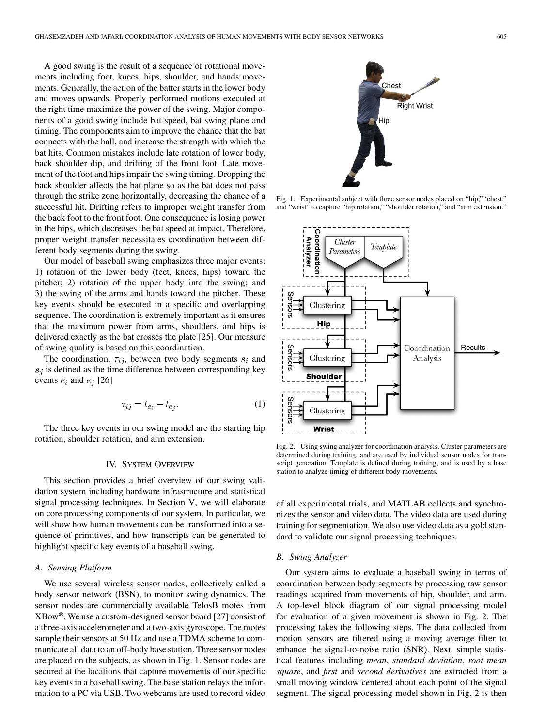A good swing is the result of a sequence of rotational movements including foot, knees, hips, shoulder, and hands movements. Generally, the action of the batter starts in the lower body and moves upwards. Properly performed motions executed at the right time maximize the power of the swing. Major components of a good swing include bat speed, bat swing plane and timing. The components aim to improve the chance that the bat connects with the ball, and increase the strength with which the bat hits. Common mistakes include late rotation of lower body, back shoulder dip, and drifting of the front foot. Late movement of the foot and hips impair the swing timing. Dropping the back shoulder affects the bat plane so as the bat does not pass through the strike zone horizontally, decreasing the chance of a successful hit. Drifting refers to improper weight transfer from the back foot to the front foot. One consequence is losing power in the hips, which decreases the bat speed at impact. Therefore, proper weight transfer necessitates coordination between different body segments during the swing.

Our model of baseball swing emphasizes three major events: 1) rotation of the lower body (feet, knees, hips) toward the pitcher; 2) rotation of the upper body into the swing; and 3) the swing of the arms and hands toward the pitcher. These key events should be executed in a specific and overlapping sequence. The coordination is extremely important as it ensures that the maximum power from arms, shoulders, and hips is delivered exactly as the bat crosses the plate [25]. Our measure of swing quality is based on this coordination.

The coordination, $\tau_{ij}$, between two body segments $s_i$ and $s_j$ is defined as the time difference between corresponding key events $e_i$ and $e_j$ [26]

$$\tau_{ij} = t_{e_i} - t_{e_j}. \tag{1}$$

The three key events in our swing model are the starting hip rotation, shoulder rotation, and arm extension.

Fig. 1. Experimental subject with three sensor nodes placed on "hip," 'chest," and "wrist" to capture "hip rotation," "shoulder rotation," and "arm extension."

Fig. 2. Using swing analyzer for coordination analysis. Cluster parameters are determined during training, and are used by individual sensor nodes for transcript generation. Template is defined during training, and is used by a base station to analyze timing of different body movements.

## IV. System Overview

This section provides a brief overview of our swing validation system including hardware infrastructure and statistical signal processing techniques. In Section V, we will elaborate on core processing components of our system. In particular, we will show how human movements can be transformed into a sequence of primitives, and how transcripts can be generated to highlight specific key events of a baseball swing.

### A. Sensing Platform

We use several wireless sensor nodes, collectively called a body sensor network (BSN), to monitor swing dynamics. The sensor nodes are commercially available TelosB motes from XBow®. We use a custom-designed sensor board [27] consist of a three-axis accelerometer and a two-axis gyroscope. The motes sample their sensors at 50 Hz and use a TDMA scheme to communicate all data to an off-body base station. Three sensor nodes are placed on the subjects, as shown in Fig. 1. Sensor nodes are secured at the locations that capture movements of our specific key events in a baseball swing. The base station relays the information to a PC via USB. Two webcams are used to record video of all experimental trials, and MATLAB collects and synchronizes the sensor and video data. The video data are used during training for segmentation. We also use video data as a gold standard to validate our signal processing techniques.

### B. Swing Analyzer

Our system aims to evaluate a baseball swing in terms of coordination between body segments by processing raw sensor readings acquired from movements of hip, shoulder, and arm. A top-level block diagram of our signal processing model for evaluation of a given movement is shown in Fig. 2. The processing takes the following steps. The data collected from motion sensors are filtered using a moving average filter to enhance the signal-to-noise ratio (SNR). Next, simple statistical features including *mean*, *standard deviation*, *root mean square*, and *first* and *second derivatives* are extracted from a small moving window centered about each point of the signal segment. The signal processing model shown in Fig. 2 is then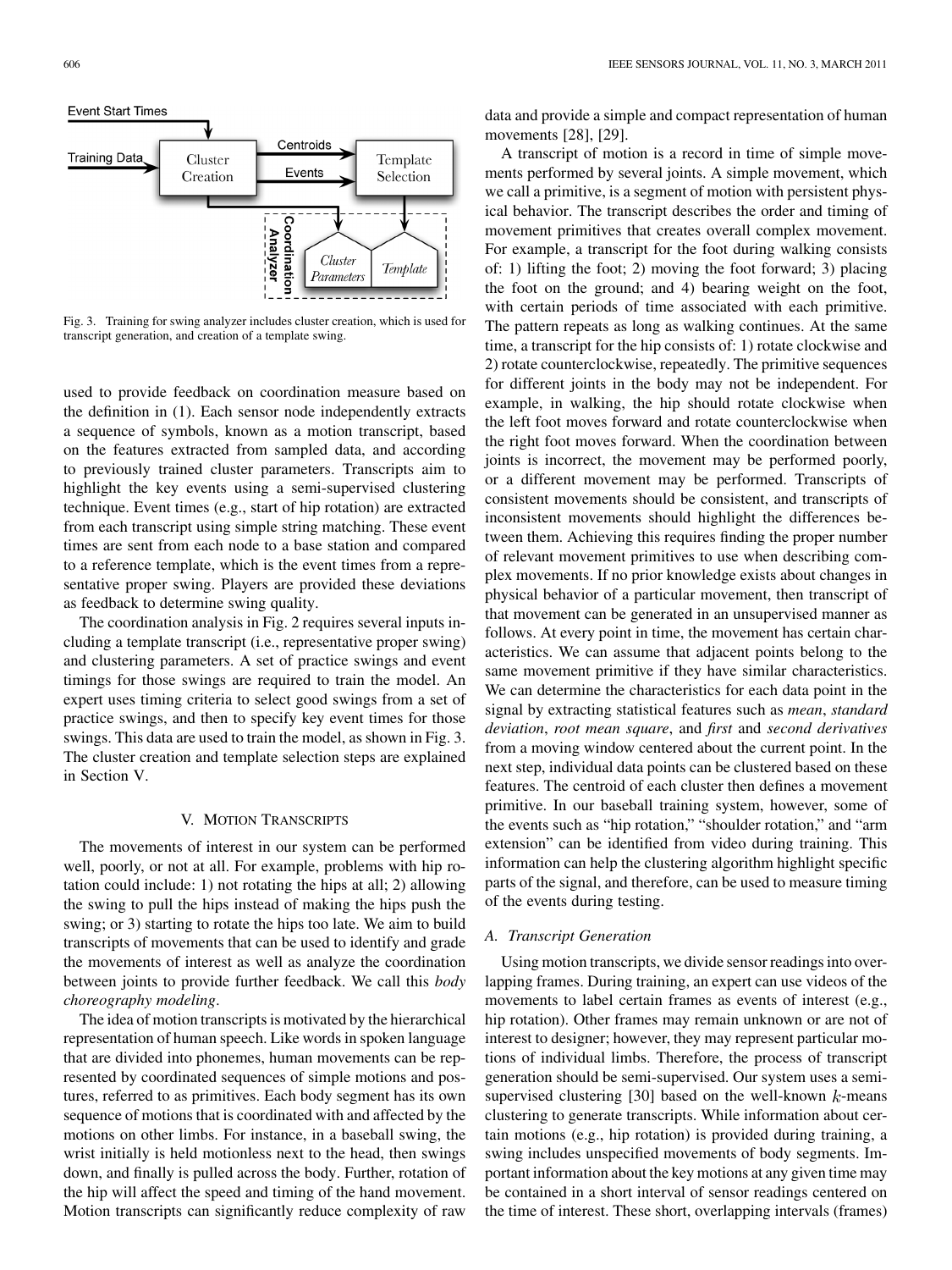Fig. 3. Training for swing analyzer includes cluster creation, which is used for transcript generation, and creation of a template swing.

used to provide feedback on coordination measure based on the definition in (1). Each sensor node independently extracts a sequence of symbols, known as a motion transcript, based on the features extracted from sampled data, and according to previously trained cluster parameters. Transcripts aim to highlight the key events using a semi-supervised clustering technique. Event times (e.g., start of hip rotation) are extracted from each transcript using simple string matching. These event times are sent from each node to a base station and compared to a reference template, which is the event times from a representative proper swing. Players are provided these deviations as feedback to determine swing quality.

The coordination analysis in Fig. 2 requires several inputs including a template transcript (i.e., representative proper swing) and clustering parameters. A set of practice swings and event timings for those swings are required to train the model. An expert uses timing criteria to select good swings from a set of practice swings, and then to specify key event times for those swings. This data are used to train the model, as shown in Fig. 3. The cluster creation and template selection steps are explained in Section V.

## V. Motion Transcripts

The movements of interest in our system can be performed well, poorly, or not at all. For example, problems with hip rotation could include: 1) not rotating the hips at all; 2) allowing the swing to pull the hips instead of making the hips push the swing; or 3) starting to rotate the hips too late. We aim to build transcripts of movements that can be used to identify and grade the movements of interest as well as analyze the coordination between joints to provide further feedback. We call this *body choreography modeling*.

The idea of motion transcripts is motivated by the hierarchical representation of human speech. Like words in spoken language that are divided into phonemes, human movements can be represented by coordinated sequences of simple motions and postures, referred to as primitives. Each body segment has its own sequence of motions that is coordinated with and affected by the motions on other limbs. For instance, in a baseball swing, the wrist initially is held motionless next to the head, then swings down, and finally is pulled across the body. Further, rotation of the hip will affect the speed and timing of the hand movement. Motion transcripts can significantly reduce complexity of raw data and provide a simple and compact representation of human movements [28], [29].

A transcript of motion is a record in time of simple movements performed by several joints. A simple movement, which we call a primitive, is a segment of motion with persistent physical behavior. The transcript describes the order and timing of movement primitives that creates overall complex movement. For example, a transcript for the foot during walking consists of: 1) lifting the foot; 2) moving the foot forward; 3) placing the foot on the ground; and 4) bearing weight on the foot, with certain periods of time associated with each primitive. The pattern repeats as long as walking continues. At the same time, a transcript for the hip consists of: 1) rotate clockwise and 2) rotate counterclockwise, repeatedly. The primitive sequences for different joints in the body may not be independent. For example, in walking, the hip should rotate clockwise when the left foot moves forward and rotate counterclockwise when the right foot moves forward. When the coordination between joints is incorrect, the movement may be performed poorly, or a different movement may be performed. Transcripts of consistent movements should be consistent, and transcripts of inconsistent movements should highlight the differences between them. Achieving this requires finding the proper number of relevant movement primitives to use when describing complex movements. If no prior knowledge exists about changes in physical behavior of a particular movement, then transcript of that movement can be generated in an unsupervised manner as follows. At every point in time, the movement has certain characteristics. We can assume that adjacent points belong to the same movement primitive if they have similar characteristics. We can determine the characteristics for each data point in the signal by extracting statistical features such as *mean*, *standard deviation*, *root mean square*, and *first* and *second derivatives* from a moving window centered about the current point. In the next step, individual data points can be clustered based on these features. The centroid of each cluster then defines a movement primitive. In our baseball training system, however, some of the events such as "hip rotation," "shoulder rotation," and "arm extension" can be identified from video during training. This information can help the clustering algorithm highlight specific parts of the signal, and therefore, can be used to measure timing of the events during testing.

### A. Transcript Generation

Using motion transcripts, we divide sensor readings into overlapping frames. During training, an expert can use videos of the movements to label certain frames as events of interest (e.g., hip rotation). Other frames may remain unknown or are not of interest to designer; however, they may represent particular motions of individual limbs. Therefore, the process of transcript generation should be semi-supervised. Our system uses a semi-supervised clustering [30] based on the well-known $k$-means clustering to generate transcripts. While information about certain motions (e.g., hip rotation) is provided during training, a swing includes unspecified movements of body segments. Important information about the key motions at any given time may be contained in a short interval of sensor readings centered on the time of interest. These short, overlapping intervals (frames)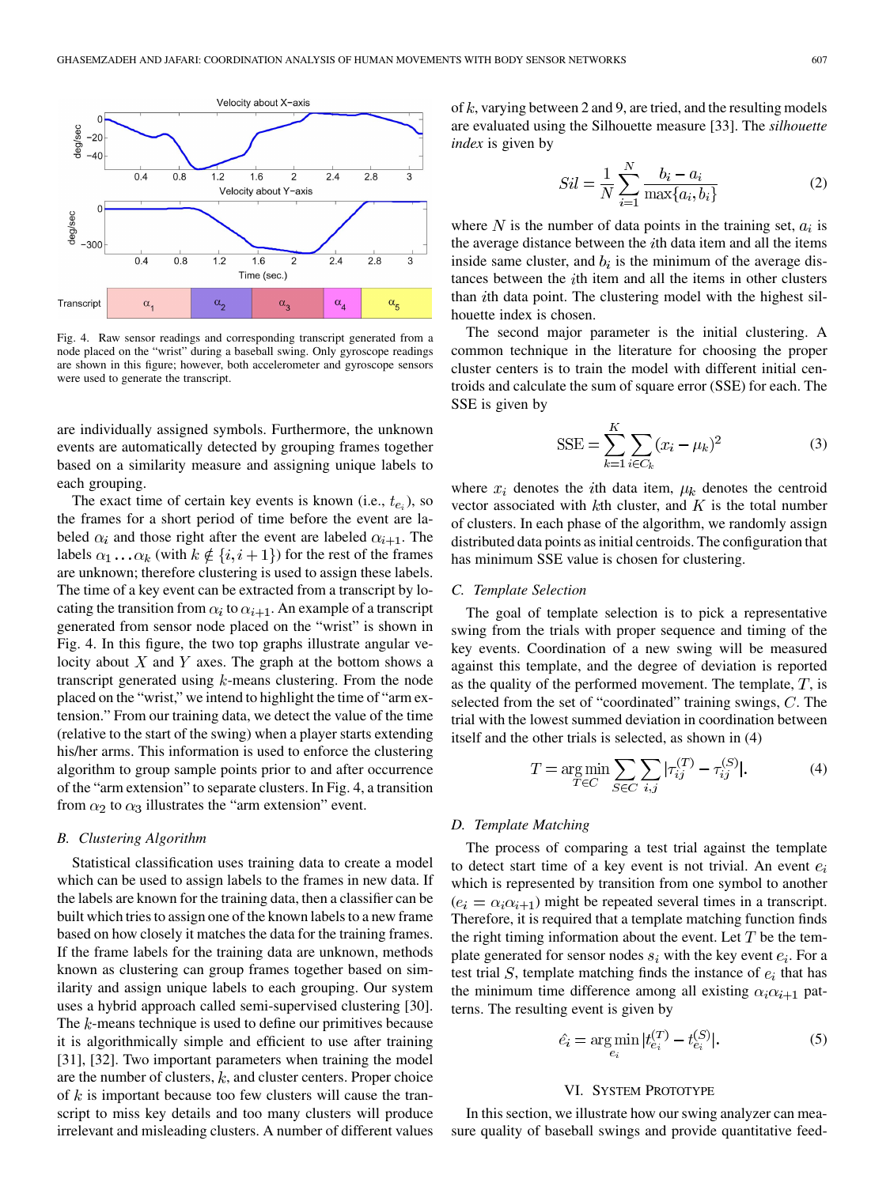Fig. 4. Raw sensor readings and corresponding transcript generated from a node placed on the "wrist" during a baseball swing. Only gyroscope readings are shown in this figure; however, both accelerometer and gyroscope sensors were used to generate the transcript.

are individually assigned symbols. Furthermore, the unknown events are automatically detected by grouping frames together based on a similarity measure and assigning unique labels to each grouping.

The exact time of certain key events is known (i.e., $t_{e_i}$), so the frames for a short period of time before the event are labeled $\alpha_i$ and those right after the event are labeled $\alpha_{i+1}$. The labels $\alpha_1 \ldots \alpha_k$ (with $k \notin \{i, i+1\}$) for the rest of the frames are unknown; therefore clustering is used to assign these labels. The time of a key event can be extracted from a transcript by locating the transition from $\alpha_i$ to $\alpha_{i+1}$. An example of a transcript generated from sensor node placed on the "wrist" is shown in Fig. 4. In this figure, the two top graphs illustrate angular velocity about $X$ and $Y$ axes. The graph at the bottom shows a transcript generated using $k$-means clustering. From the node placed on the "wrist," we intend to highlight the time of "arm extension." From our training data, we detect the value of the time (relative to the start of the swing) when a player starts extending his/her arms. This information is used to enforce the clustering algorithm to group sample points prior to and after occurrence of the "arm extension" to separate clusters. In Fig. 4, a transition from $\alpha_2$ to $\alpha_3$ illustrates the "arm extension" event.

### B. Clustering Algorithm

Statistical classification uses training data to create a model which can be used to assign labels to the frames in new data. If the labels are known for the training data, then a classifier can be built which tries to assign one of the known labels to a new frame based on how closely it matches the data for the training frames. If the frame labels for the training data are unknown, methods known as clustering can group frames together based on similarity and assign unique labels to each grouping. Our system uses a hybrid approach called semi-supervised clustering [30]. The $k$-means technique is used to define our primitives because it is algorithmically simple and efficient to use after training [31], [32]. Two important parameters when training the model are the number of clusters, $k$, and cluster centers. Proper choice of $k$ is important because too few clusters will cause the transcript to miss key details and too many clusters will produce irrelevant and misleading clusters. A number of different values of $k$, varying between 2 and 9, are tried, and the resulting models are evaluated using the Silhouette measure [33]. The *silhouette index* is given by

$$Sil = \frac{1}{N}\sum_{i=1}^{N}\frac{b_i - a_i}{\max\{a_i, b_i\}} \tag{2}$$

where $N$ is the number of data points in the training set, $a_i$ is the average distance between the $i$th data item and all the items inside same cluster, and $b_i$ is the minimum of the average distances between the $i$th item and all the items in other clusters than $i$th data point. The clustering model with the highest silhouette index is chosen.

The second major parameter is the initial clustering. A common technique in the literature for choosing the proper cluster centers is to train the model with different initial centroids and calculate the sum of square error (SSE) for each. The SSE is given by

$$\text{SSE} = \sum_{k=1}^{K}\sum_{i \in C_k}(x_i - \mu_k)^2 \tag{3}$$

where $x_i$ denotes the $i$th data item, $\mu_k$ denotes the centroid vector associated with $k$th cluster, and $K$ is the total number of clusters. In each phase of the algorithm, we randomly assign distributed data points as initial centroids. The configuration that has minimum SSE value is chosen for clustering.

### C. Template Selection

The goal of template selection is to pick a representative swing from the trials with proper sequence and timing of the key events. Coordination of a new swing will be measured against this template, and the degree of deviation is reported as the quality of the performed movement. The template, $T$, is selected from the set of "coordinated" training swings, $C$. The trial with the lowest summed deviation in coordination between itself and the other trials is selected, as shown in (4)

$$T = \arg\min_{T \in C} \sum_{S \in C}\sum_{i,j}|\tau_{ij}^{(T)} - \tau_{ij}^{(S)}|. \tag{4}$$

### D. Template Matching

The process of comparing a test trial against the template to detect start time of a key event is not trivial. An event $e_i$ which is represented by transition from one symbol to another ($e_i = \alpha_i\alpha_{i+1}$) might be repeated several times in a transcript. Therefore, it is required that a template matching function finds the right timing information about the event. Let $T$ be the template generated for sensor nodes $s_i$ with the key event $e_i$. For a test trial $S$, template matching finds the instance of $e_i$ that has the minimum time difference among all existing $\alpha_i\alpha_{i+1}$ patterns. The resulting event is given by

$$\hat{e}_i = \arg\min_{e_i}|t_{e_i}^{(T)} - t_{e_i}^{(S)}|. \tag{5}$$

## VI. System Prototype

In this section, we illustrate how our swing analyzer can measure quality of baseball swings and provide quantitative feed-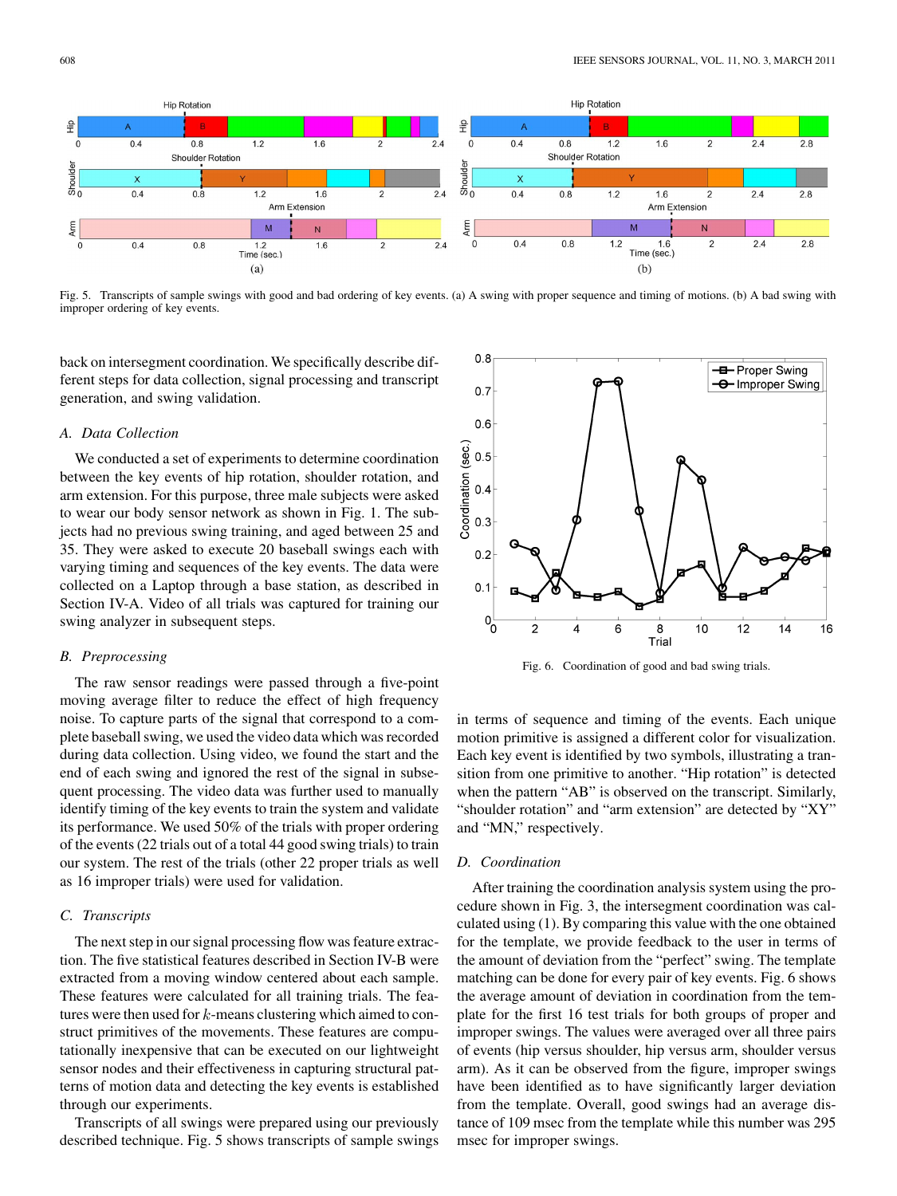Fig. 5. Transcripts of sample swings with good and bad ordering of key events. (a) A swing with proper sequence and timing of motions. (b) A bad swing with improper ordering of key events.

back on intersegment coordination. We specifically describe different steps for data collection, signal processing and transcript generation, and swing validation.

## A. Data Collection

We conducted a set of experiments to determine coordination between the key events of hip rotation, shoulder rotation, and arm extension. For this purpose, three male subjects were asked to wear our body sensor network as shown in Fig. 1. The subjects had no previous swing training, and aged between 25 and 35. They were asked to execute 20 baseball swings each with varying timing and sequences of the key events. The data were collected on a Laptop through a base station, as described in Section IV-A. Video of all trials was captured for training our swing analyzer in subsequent steps.

## B. Preprocessing

The raw sensor readings were passed through a five-point moving average filter to reduce the effect of high frequency noise. To capture parts of the signal that correspond to a complete baseball swing, we used the video data which was recorded during data collection. Using video, we found the start and the end of each swing and ignored the rest of the signal in subsequent processing. The video data was further used to manually identify timing of the key events to train the system and validate its performance. We used 50% of the trials with proper ordering of the events (22 trials out of a total 44 good swing trials) to train our system. The rest of the trials (other 22 proper trials as well as 16 improper trials) were used for validation.

## C. Transcripts

The next step in our signal processing flow was feature extraction. The five statistical features described in Section IV-B were extracted from a moving window centered about each sample. These features were calculated for all training trials. The features were then used for $k$-means clustering which aimed to construct primitives of the movements. These features are computationally inexpensive that can be executed on our lightweight sensor nodes and their effectiveness in capturing structural patterns of motion data and detecting the key events is established through our experiments.

Transcripts of all swings were prepared using our previously described technique. Fig. 5 shows transcripts of sample swings in terms of sequence and timing of the events. Each unique motion primitive is assigned a different color for visualization. Each key event is identified by two symbols, illustrating a transition from one primitive to another. "Hip rotation" is detected when the pattern "AB" is observed on the transcript. Similarly, "shoulder rotation" and "arm extension" are detected by "XY" and "MN," respectively.

Fig. 6. Coordination of good and bad swing trials.

## D. Coordination

After training the coordination analysis system using the procedure shown in Fig. 3, the intersegment coordination was calculated using (1). By comparing this value with the one obtained for the template, we provide feedback to the user in terms of the amount of deviation from the "perfect" swing. The template matching can be done for every pair of key events. Fig. 6 shows the average amount of deviation in coordination from the template for the first 16 test trials for both groups of proper and improper swings. The values were averaged over all three pairs of events (hip versus shoulder, hip versus arm, shoulder versus arm). As it can be observed from the figure, improper swings have been identified as to have significantly larger deviation from the template. Overall, good swings had an average distance of 109 msec from the template while this number was 295 msec for improper swings.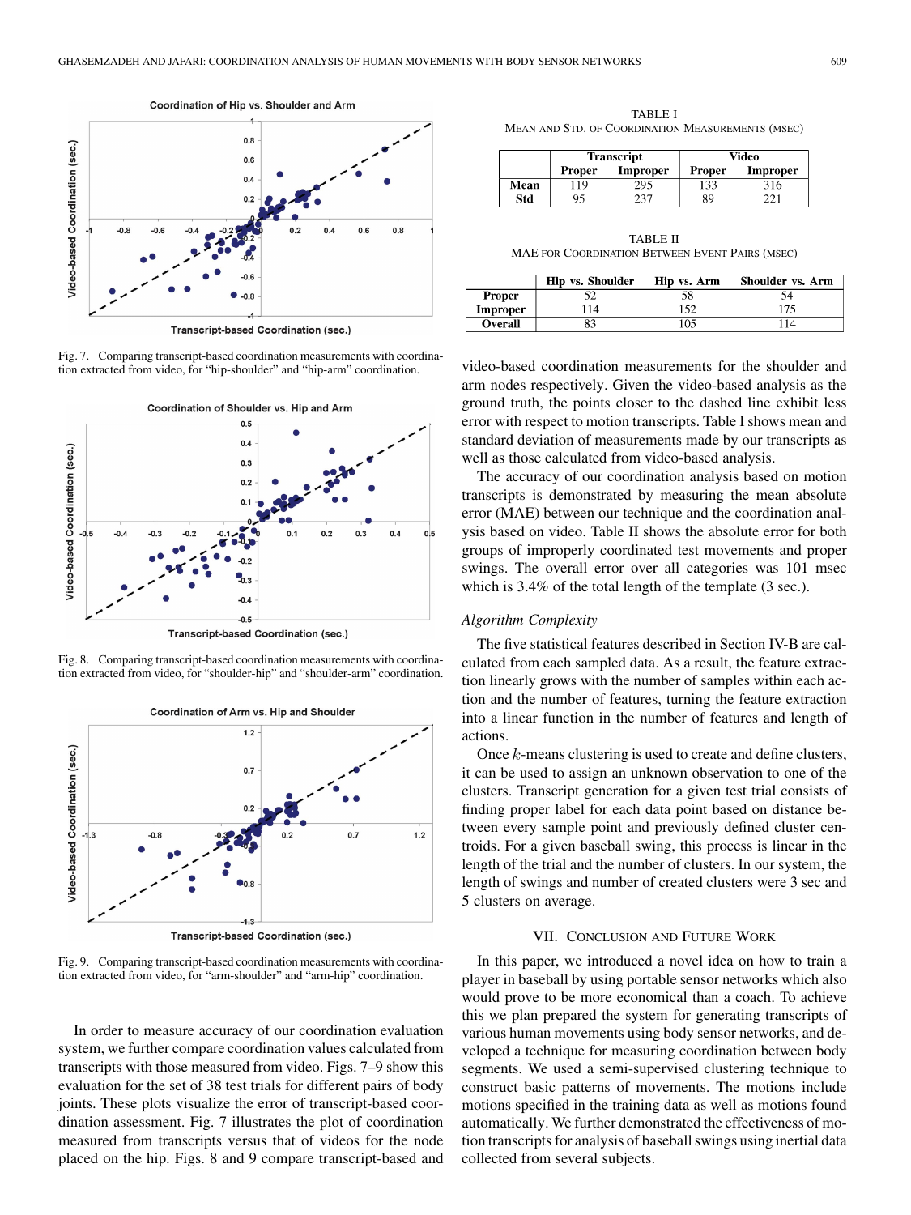Fig. 7. Comparing transcript-based coordination measurements with coordination extracted from video, for "hip-shoulder" and "hip-arm" coordination.

Fig. 8. Comparing transcript-based coordination measurements with coordination extracted from video, for "shoulder-hip" and "shoulder-arm" coordination.

Fig. 9. Comparing transcript-based coordination measurements with coordination extracted from video, for "arm-shoulder" and "arm-hip" coordination.

In order to measure accuracy of our coordination evaluation system, we further compare coordination values calculated from transcripts with those measured from video. Figs. 7–9 show this evaluation for the set of 38 test trials for different pairs of body joints. These plots visualize the error of transcript-based coordination assessment. Fig. 7 illustrates the plot of coordination measured from transcripts versus that of videos for the node placed on the hip. Figs. 8 and 9 compare transcript-based and video-based coordination measurements for the shoulder and arm nodes respectively. Given the video-based analysis as the ground truth, the points closer to the dashed line exhibit less error with respect to motion transcripts. Table I shows mean and standard deviation of measurements made by our transcripts as well as those calculated from video-based analysis.

TABLE I
MEAN AND STD. OF COORDINATION MEASUREMENTS (MSEC)

| | Transcript | | Video | |
|---|---|---|---|---|
| | Proper | Improper | Proper | Improper |
| **Mean** | 119 | 295 | 133 | 316 |
| **Std** | 95 | 237 | 89 | 221 |

TABLE II
MAE FOR COORDINATION BETWEEN EVENT PAIRS (MSEC)

| | Hip vs. Shoulder | Hip vs. Arm | Shoulder vs. Arm |
|---|---|---|---|
| **Proper** | 52 | 58 | 54 |
| **Improper** | 114 | 152 | 175 |
| **Overall** | 83 | 105 | 114 |

The accuracy of our coordination analysis based on motion transcripts is demonstrated by measuring the mean absolute error (MAE) between our technique and the coordination analysis based on video. Table II shows the absolute error for both groups of improperly coordinated test movements and proper swings. The overall error over all categories was 101 msec which is 3.4% of the total length of the template (3 sec.).

### *Algorithm Complexity*

The five statistical features described in Section IV-B are calculated from each sampled data. As a result, the feature extraction linearly grows with the number of samples within each action and the number of features, turning the feature extraction into a linear function in the number of features and length of actions.

Once $k$-means clustering is used to create and define clusters, it can be used to assign an unknown observation to one of the clusters. Transcript generation for a given test trial consists of finding proper label for each data point based on distance between every sample point and previously defined cluster centroids. For a given baseball swing, this process is linear in the length of the trial and the number of clusters. In our system, the length of swings and number of created clusters were 3 sec and 5 clusters on average.

## VII. Conclusion and Future Work

In this paper, we introduced a novel idea on how to train a player in baseball by using portable sensor networks which also would prove to be more economical than a coach. To achieve this we plan prepared the system for generating transcripts of various human movements using body sensor networks, and developed a technique for measuring coordination between body segments. We used a semi-supervised clustering technique to construct basic patterns of movements. The motions include motions specified in the training data as well as motions found automatically. We further demonstrated the effectiveness of motion transcripts for analysis of baseball swings using inertial data collected from several subjects.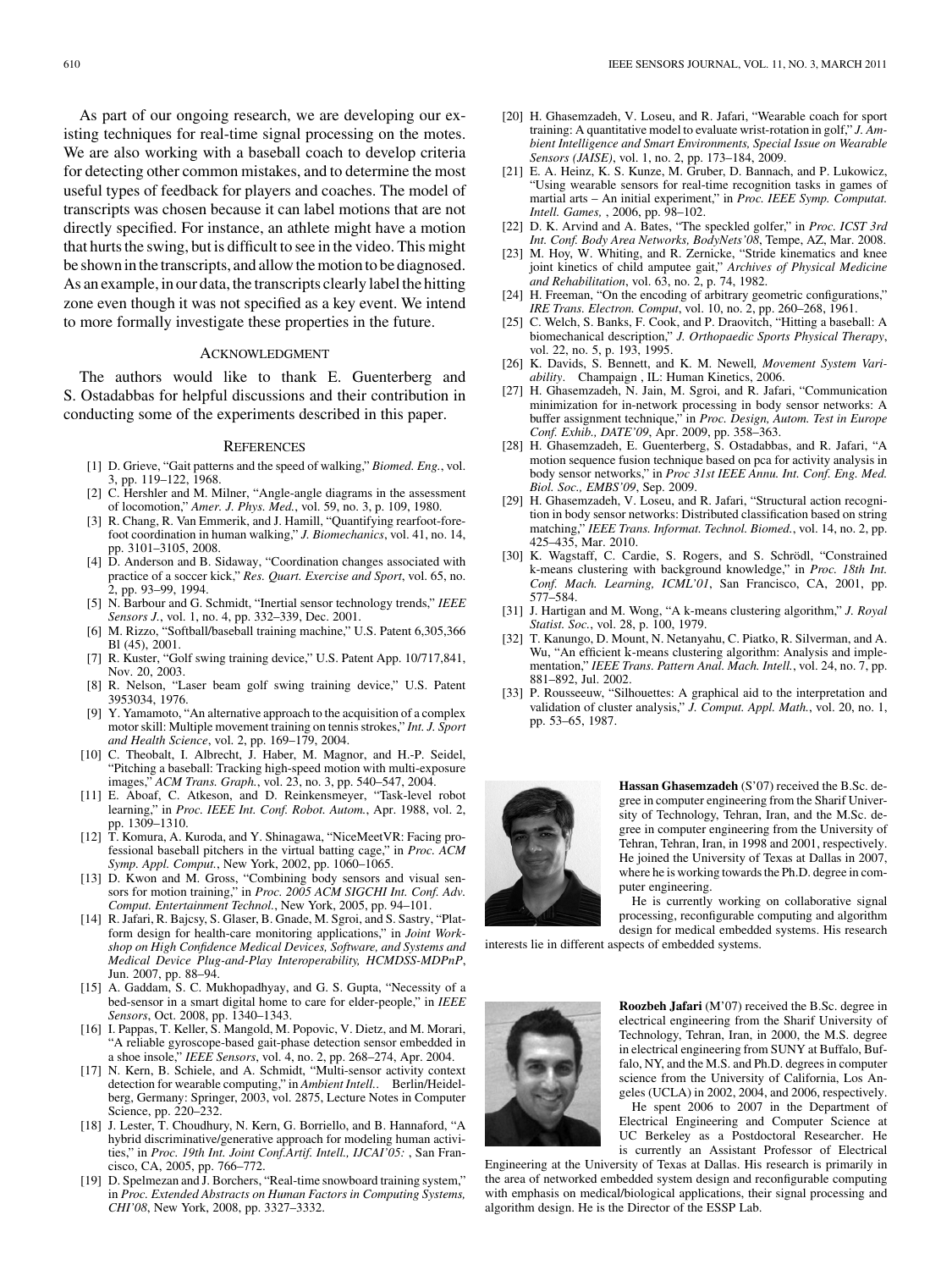As part of our ongoing research, we are developing our existing techniques for real-time signal processing on the motes. We are also working with a baseball coach to develop criteria for detecting other common mistakes, and to determine the most useful types of feedback for players and coaches. The model of transcripts was chosen because it can label motions that are not directly specified. For instance, an athlete might have a motion that hurts the swing, but is difficult to see in the video. This might be shown in the transcripts, and allow the motion to be diagnosed. As an example, in our data, the transcripts clearly label the hitting zone even though it was not specified as a key event. We intend to more formally investigate these properties in the future.

## Acknowledgment

The authors would like to thank E. Guenterberg and S. Ostadabbas for helpful discussions and their contribution in conducting some of the experiments described in this paper.

## References

[1] D. Grieve, "Gait patterns and the speed of walking," *Biomed. Eng.*, vol. 3, pp. 119–122, 1968.

[2] C. Hershler and M. Milner, "Angle-angle diagrams in the assessment of locomotion," *Amer. J. Phys. Med.*, vol. 59, no. 3, p. 109, 1980.

[3] R. Chang, R. Van Emmerik, and J. Hamill, "Quantifying rearfoot-forefoot coordination in human walking," *J. Biomechanics*, vol. 41, no. 14, pp. 3101–3105, 2008.

[4] D. Anderson and B. Sidaway, "Coordination changes associated with practice of a soccer kick," *Res. Quart. Exercise and Sport*, vol. 65, no. 2, pp. 93–99, 1994.

[5] N. Barbour and G. Schmidt, "Inertial sensor technology trends," *IEEE Sensors J.*, vol. 1, no. 4, pp. 332–339, Dec. 2001.

[6] M. Rizzo, "Softball/baseball training machine," U.S. Patent 6,305,366 Bl (45), 2001.

[7] R. Kuster, "Golf swing training device," U.S. Patent App. 10/717,841, Nov. 20, 2003.

[8] R. Nelson, "Laser beam golf swing training device," U.S. Patent 3953034, 1976.

[9] Y. Yamamoto, "An alternative approach to the acquisition of a complex motor skill: Multiple movement training on tennis strokes," *Int. J. Sport and Health Science*, vol. 2, pp. 169–179, 2004.

[10] C. Theobalt, I. Albrecht, J. Haber, M. Magnor, and H.-P. Seidel, "Pitching a baseball: Tracking high-speed motion with multi-exposure images," *ACM Trans. Graph.*, vol. 23, no. 3, pp. 540–547, 2004.

[11] E. Aboaf, C. Atkeson, and D. Reinkensmeyer, "Task-level robot learning," in *Proc. IEEE Int. Conf. Robot. Autom.*, Apr. 1988, vol. 2, pp. 1309–1310.

[12] T. Komura, A. Kuroda, and Y. Shinagawa, "NiceMeetVR: Facing professional baseball pitchers in the virtual batting cage," in *Proc. ACM Symp. Appl. Comput.*, New York, 2002, pp. 1060–1065.

[13] D. Kwon and M. Gross, "Combining body sensors and visual sensors for motion training," in *Proc. 2005 ACM SIGCHI Int. Conf. Adv. Comput. Entertainment Technol.*, New York, 2005, pp. 94–101.

[14] R. Jafari, R. Bajcsy, S. Glaser, B. Gnade, M. Sgroi, and S. Sastry, "Platform design for health-care monitoring applications," in *Joint Workshop on High Confidence Medical Devices, Software, and Systems and Medical Device Plug-and-Play Interoperability, HCMDSS-MDPnP*, Jun. 2007, pp. 88–94.

[15] A. Gaddam, S. C. Mukhopadhyay, and G. S. Gupta, "Necessity of a bed-sensor in a smart digital home to care for elder-people," in *IEEE Sensors*, Oct. 2008, pp. 1340–1343.

[16] I. Pappas, T. Keller, S. Mangold, M. Popovic, V. Dietz, and M. Morari, "A reliable gyroscope-based gait-phase detection sensor embedded in a shoe insole," *IEEE Sensors*, vol. 4, no. 2, pp. 268–274, Apr. 2004.

[17] N. Kern, B. Schiele, and A. Schmidt, "Multi-sensor activity context detection for wearable computing," in *Ambient Intell.*. Berlin/Heidelberg, Germany: Springer, 2003, vol. 2875, Lecture Notes in Computer Science, pp. 220–232.

[18] J. Lester, T. Choudhury, N. Kern, G. Borriello, and B. Hannaford, "A hybrid discriminative/generative approach for modeling human activities," in *Proc. 19th Int. Joint Conf.Artif. Intell., IJCAI'05:* , San Francisco, CA, 2005, pp. 766–772.

[19] D. Spelmezan and J. Borchers, "Real-time snowboard training system," in *Proc. Extended Abstracts on Human Factors in Computing Systems, CHI'08*, New York, 2008, pp. 3327–3332.

[20] H. Ghasemzadeh, V. Loseu, and R. Jafari, "Wearable coach for sport training: A quantitative model to evaluate wrist-rotation in golf," *J. Ambient Intelligence and Smart Environments, Special Issue on Wearable Sensors (JAISE)*, vol. 1, no. 2, pp. 173–184, 2009.

[21] E. A. Heinz, K. S. Kunze, M. Gruber, D. Bannach, and P. Lukowicz, "Using wearable sensors for real-time recognition tasks in games of martial arts – An initial experiment," in *Proc. IEEE Symp. Computat. Intell. Games,* , 2006, pp. 98–102.

[22] D. K. Arvind and A. Bates, "The speckled golfer," in *Proc. ICST 3rd Int. Conf. Body Area Networks, BodyNets'08*, Tempe, AZ, Mar. 2008.

[23] M. Hoy, W. Whiting, and R. Zernicke, "Stride kinematics and knee joint kinetics of child amputee gait," *Archives of Physical Medicine and Rehabilitation*, vol. 63, no. 2, p. 74, 1982.

[24] H. Freeman, "On the encoding of arbitrary geometric configurations," *IRE Trans. Electron. Comput*, vol. 10, no. 2, pp. 260–268, 1961.

[25] C. Welch, S. Banks, F. Cook, and P. Draovitch, "Hitting a baseball: A biomechanical description," *J. Orthopaedic Sports Physical Therapy*, vol. 22, no. 5, p. 193, 1995.

[26] K. Davids, S. Bennett, and K. M. Newell, *Movement System Variability*. Champaign , IL: Human Kinetics, 2006.

[27] H. Ghasemzadeh, N. Jain, M. Sgroi, and R. Jafari, "Communication minimization for in-network processing in body sensor networks: A buffer assignment technique," in *Proc. Design, Autom. Test in Europe Conf. Exhib., DATE'09*, Apr. 2009, pp. 358–363.

[28] H. Ghasemzadeh, E. Guenterberg, S. Ostadabbas, and R. Jafari, "A motion sequence fusion technique based on pca for activity analysis in body sensor networks," in *Proc 31st IEEE Annu. Int. Conf. Eng. Med. Biol. Soc., EMBS'09*, Sep. 2009.

[29] H. Ghasemzadeh, V. Loseu, and R. Jafari, "Structural action recognition in body sensor networks: Distributed classification based on string matching," *IEEE Trans. Informat. Technol. Biomed.*, vol. 14, no. 2, pp. 425–435, Mar. 2010.

[30] K. Wagstaff, C. Cardie, S. Rogers, and S. Schrödl, "Constrained k-means clustering with background knowledge," in *Proc. 18th Int. Conf. Mach. Learning, ICML'01*, San Francisco, CA, 2001, pp. 577–584.

[31] J. Hartigan and M. Wong, "A k-means clustering algorithm," *J. Royal Statist. Soc.*, vol. 28, p. 100, 1979.

[32] T. Kanungo, D. Mount, N. Netanyahu, C. Piatko, R. Silverman, and A. Wu, "An efficient k-means clustering algorithm: Analysis and implementation," *IEEE Trans. Pattern Anal. Mach. Intell.*, vol. 24, no. 7, pp. 881–892, Jul. 2002.

[33] P. Rousseeuw, "Silhouettes: A graphical aid to the interpretation and validation of cluster analysis," *J. Comput. Appl. Math.*, vol. 20, no. 1, pp. 53–65, 1987.

**Hassan Ghasemzadeh** (S'07) received the B.Sc. degree in computer engineering from the Sharif University of Technology, Tehran, Iran, and the M.Sc. degree in computer engineering from the University of Tehran, Tehran, Iran, in 1998 and 2001, respectively. He joined the University of Texas at Dallas in 2007, where he is working towards the Ph.D. degree in computer engineering.

He is currently working on collaborative signal processing, reconfigurable computing and algorithm design for medical embedded systems. His research interests lie in different aspects of embedded systems.

**Roozbeh Jafari** (M'07) received the B.Sc. degree in electrical engineering from the Sharif University of Technology, Tehran, Iran, in 2000, the M.S. degree in electrical engineering from SUNY at Buffalo, Buffalo, NY, and the M.S. and Ph.D. degrees in computer science from the University of California, Los Angeles (UCLA) in 2002, 2004, and 2006, respectively.

He spent 2006 to 2007 in the Department of Electrical Engineering and Computer Science at UC Berkeley as a Postdoctoral Researcher. He is currently an Assistant Professor of Electrical Engineering at the University of Texas at Dallas. His research is primarily in the area of networked embedded system design and reconfigurable computing with emphasis on medical/biological applications, their signal processing and algorithm design. He is the Director of the ESSP Lab.